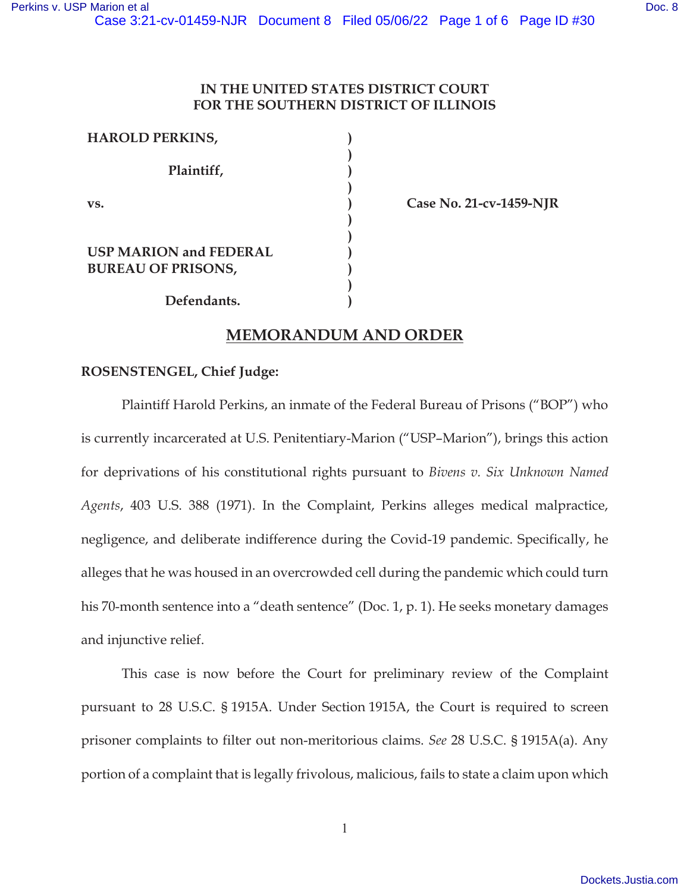# IN THE UNITED STATES DISTRICT COURT FOR THE SOUTHERN DISTRICT OF ILLINOIS

**HAROLD PERKINS,**

**Plaintiff,**

**vs.**

**USP MARION and FEDERAL BUREAU OF PRISONS,**

**Defendants.**

**Case No. 21-cv-1459-NJR**

## MEMORANDUM AND ORDER

**ROSENSTENGEL, Chief Judge:**

Plaintiff Harold Perkins, an inmate of the Federal Bureau of Prisons ("BOP") who is currently incarcerated at U.S. Penitentiary-Marion ("USP–Marion"), brings this action for deprivations of his constitutional rights pursuant to *Bivens v. Six Unknown Named Agents*, 403 U.S. 388 (1971). In the Complaint, Perkins alleges medical malpractice, negligence, and deliberate indifference during the Covid-19 pandemic. Specifically, he alleges that he was housed in an overcrowded cell during the pandemic which could turn his 70-month sentence into a "death sentence" (Doc. 1, p. 1). He seeks monetary damages and injunctive relief.

This case is now before the Court for preliminary review of the Complaint pursuant to 28 U.S.C. § 1915A. Under Section 1915A, the Court is required to screen prisoner complaints to filter out non-meritorious claims. *See* 28 U.S.C. § 1915A(a). Any portion of a complaint that is legally frivolous, malicious, fails to state a claim upon which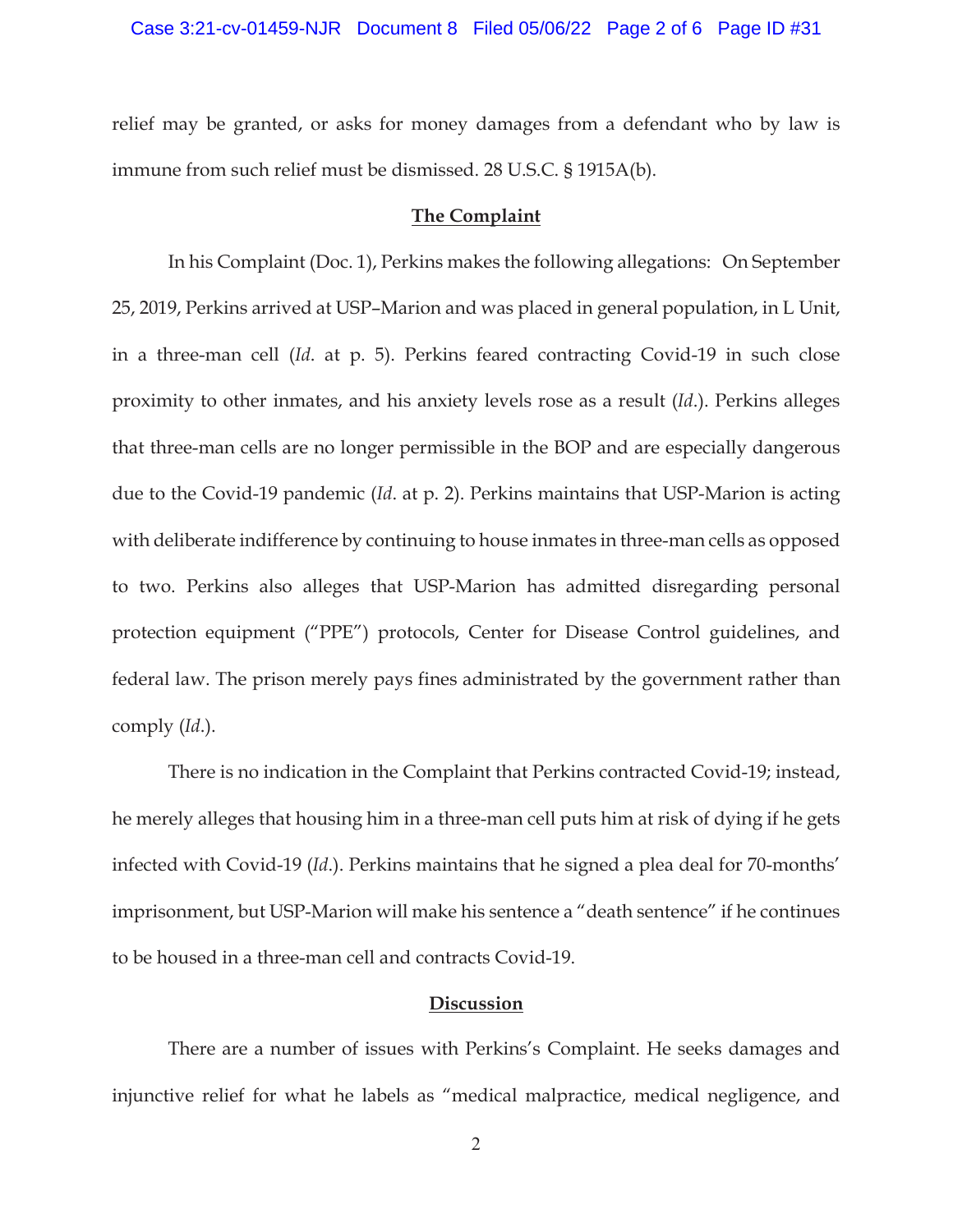relief may be granted, or asks for money damages from a defendant who by law is immune from such relief must be dismissed. 28 U.S.C. § 1915A(b).

## **The Complaint**

In his Complaint (Doc. 1), Perkins makes the following allegations: On September 25, 2019, Perkins arrived at USP–Marion and was placed in general population, in L Unit, in a three-man cell (*Id*. at p. 5). Perkins feared contracting Covid-19 in such close proximity to other inmates, and his anxiety levels rose as a result (*Id*.). Perkins alleges that three-man cells are no longer permissible in the BOP and are especially dangerous due to the Covid-19 pandemic (*Id*. at p. 2). Perkins maintains that USP-Marion is acting with deliberate indifference by continuing to house inmates in three-man cells as opposed to two. Perkins also alleges that USP-Marion has admitted disregarding personal protection equipment ("PPE") protocols, Center for Disease Control guidelines, and federal law. The prison merely pays fines administrated by the government rather than comply (*Id*.).

There is no indication in the Complaint that Perkins contracted Covid-19; instead, he merely alleges that housing him in a three-man cell puts him at risk of dying if he gets infected with Covid-19 (*Id*.). Perkins maintains that he signed a plea deal for 70-months' imprisonment, but USP-Marion will make his sentence a "death sentence" if he continues to be housed in a three-man cell and contracts Covid-19.

## **Discussion**

There are a number of issues with Perkins's Complaint. He seeks damages and injunctive relief for what he labels as "medical malpractice, medical negligence, and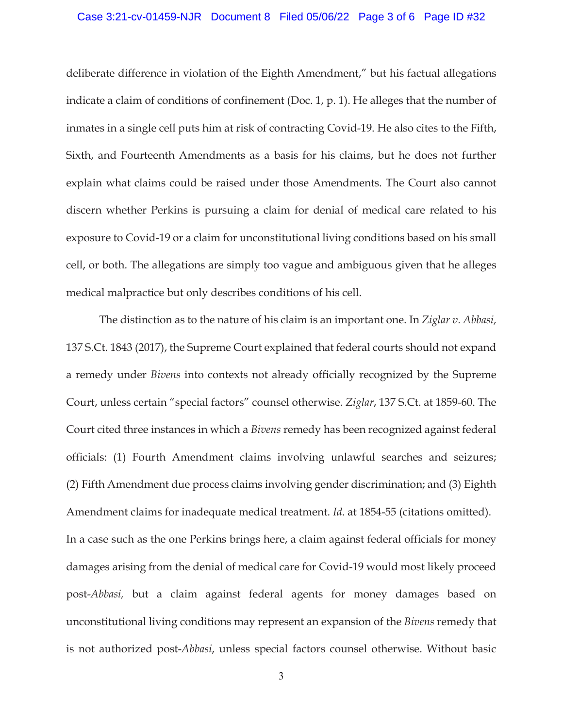deliberate difference in violation of the Eighth Amendment," but his factual allegations indicate a claim of conditions of confinement (Doc. 1, p. 1). He alleges that the number of inmates in a single cell puts him at risk of contracting Covid-19. He also cites to the Fifth, Sixth, and Fourteenth Amendments as a basis for his claims, but he does not further explain what claims could be raised under those Amendments. The Court also cannot discern whether Perkins is pursuing a claim for denial of medical care related to his exposure to Covid-19 or a claim for unconstitutional living conditions based on his small cell, or both. The allegations are simply too vague and ambiguous given that he alleges medical malpractice but only describes conditions of his cell.

The distinction as to the nature of his claim is an important one. In *Ziglar v. Abbasi*, 137 S.Ct. 1843 (2017), the Supreme Court explained that federal courts should not expand a remedy under *Bivens* into contexts not already officially recognized by the Supreme Court, unless certain "special factors" counsel otherwise. *Ziglar*, 137 S.Ct. at 1859-60. The Court cited three instances in which a *Bivens* remedy has been recognized against federal officials: (1) Fourth Amendment claims involving unlawful searches and seizures; (2) Fifth Amendment due process claims involving gender discrimination; and (3) Eighth Amendment claims for inadequate medical treatment. *Id*. at 1854-55 (citations omitted). In a case such as the one Perkins brings here, a claim against federal officials for money damages arising from the denial of medical care for Covid-19 would most likely proceed post-*Abbasi,* but a claim against federal agents for money damages based on unconstitutional living conditions may represent an expansion of the *Bivens* remedy that is not authorized post-*Abbasi*, unless special factors counsel otherwise. Without basic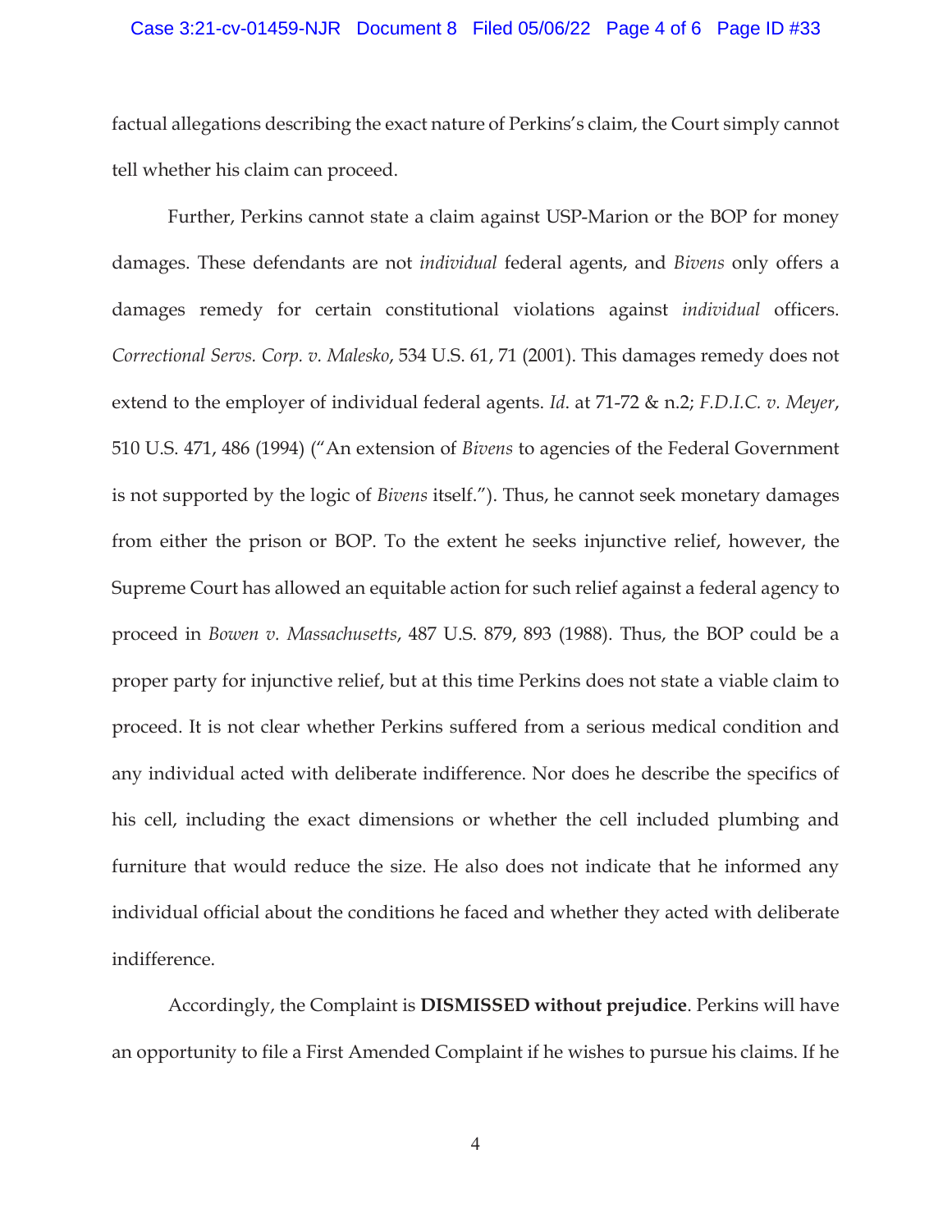factual allegations describing the exact nature of Perkins's claim, the Court simply cannot tell whether his claim can proceed.

Further, Perkins cannot state a claim against USP-Marion or the BOP for money damages. These defendants are not *individual* federal agents, and *Bivens* only offers a damages remedy for certain constitutional violations against *individual* officers. *Correctional Servs. Corp. v. Malesko*, 534 U.S. 61, 71 (2001). This damages remedy does not extend to the employer of individual federal agents. *Id*. at 71-72 & n.2; *F.D.I.C. v. Meyer*, 510 U.S. 471, 486 (1994) ("An extension of *Bivens* to agencies of the Federal Government is not supported by the logic of *Bivens* itself."). Thus, he cannot seek monetary damages from either the prison or BOP. To the extent he seeks injunctive relief, however, the Supreme Court has allowed an equitable action for such relief against a federal agency to proceed in *Bowen v. Massachusetts*, 487 U.S. 879, 893 (1988). Thus, the BOP could be a proper party for injunctive relief, but at this time Perkins does not state a viable claim to proceed. It is not clear whether Perkins suffered from a serious medical condition and any individual acted with deliberate indifference. Nor does he describe the specifics of his cell, including the exact dimensions or whether the cell included plumbing and furniture that would reduce the size. He also does not indicate that he informed any individual official about the conditions he faced and whether they acted with deliberate indifference.

Accordingly, the Complaint is **DISMISSED without prejudice**. Perkins will have an opportunity to file a First Amended Complaint if he wishes to pursue his claims. If he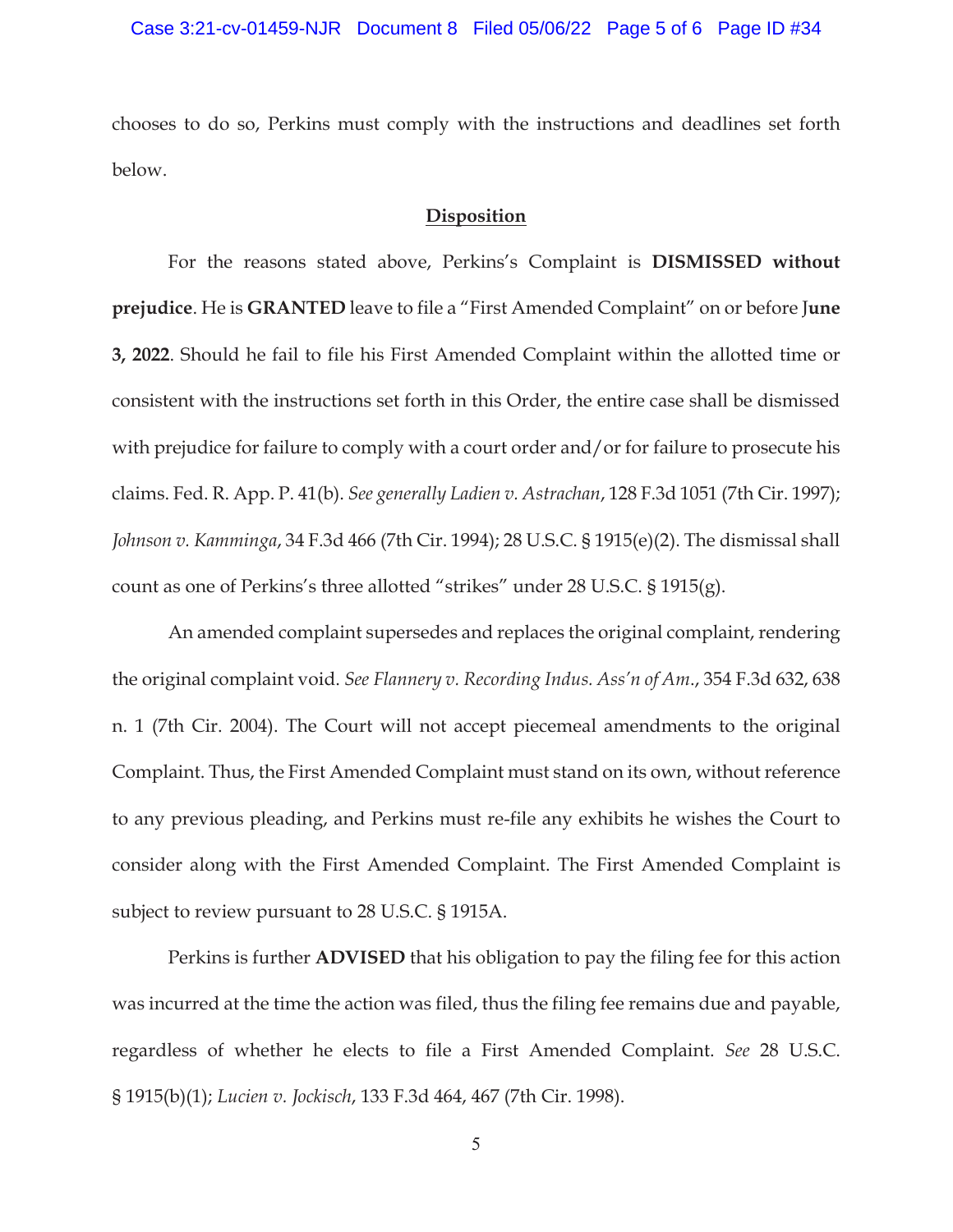chooses to do so, Perkins must comply with the instructions and deadlines set forth below.

## Disposition

For the reasons stated above, Perkins's Complaint is **DISMISSED without prejudice**. He is **GRANTED** leave to file a "First Amended Complaint" on or before J**une 3, 2022**. Should he fail to file his First Amended Complaint within the allotted time or consistent with the instructions set forth in this Order, the entire case shall be dismissed with prejudice for failure to comply with a court order and/or for failure to prosecute his claims. Fed. R. App. P. 41(b). *See generally Ladien v. Astrachan*, 128 F.3d 1051 (7th Cir. 1997); *Johnson v. Kamminga*, 34 F.3d 466 (7th Cir. 1994); 28 U.S.C. § 1915(e)(2). The dismissal shall count as one of Perkins's three allotted "strikes" under 28 U.S.C. § 1915(g).

An amended complaint supersedes and replaces the original complaint, rendering the original complaint void. *See Flannery v. Recording Indus. Ass'n of Am.*, 354 F.3d 632, 638 n. 1 (7th Cir. 2004). The Court will not accept piecemeal amendments to the original Complaint. Thus, the First Amended Complaint must stand on its own, without reference to any previous pleading, and Perkins must re-file any exhibits he wishes the Court to consider along with the First Amended Complaint. The First Amended Complaint is subject to review pursuant to 28 U.S.C. § 1915A.

Perkins is further **ADVISED** that his obligation to pay the filing fee for this action was incurred at the time the action was filed, thus the filing fee remains due and payable, regardless of whether he elects to file a First Amended Complaint. *See* 28 U.S.C. § 1915(b)(1); *Lucien v. Jockisch*, 133 F.3d 464, 467 (7th Cir. 1998).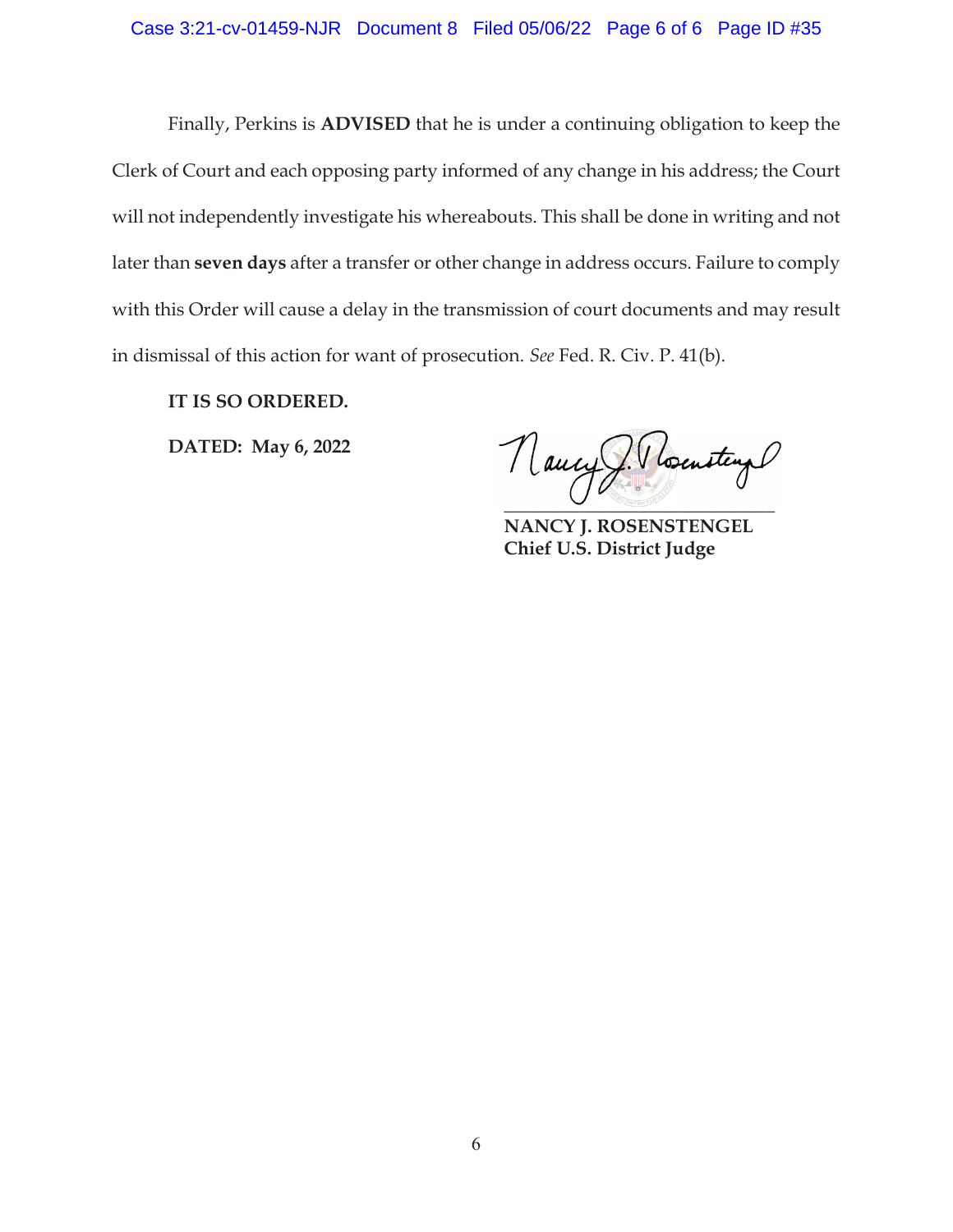Finally, Perkins is **ADVISED** that he is under a continuing obligation to keep the Clerk of Court and each opposing party informed of any change in his address; the Court will not independently investigate his whereabouts. This shall be done in writing and not later than **seven days** after a transfer or other change in address occurs. Failure to comply with this Order will cause a delay in the transmission of court documents and may result in dismissal of this action for want of prosecution. *See* Fed. R. Civ. P. 41(b).

**IT IS SO ORDERED.**

**DATED: May 6, 2022**

**NANCY J. ROSENSTENGEL**
**Chief U.S. District Judge**